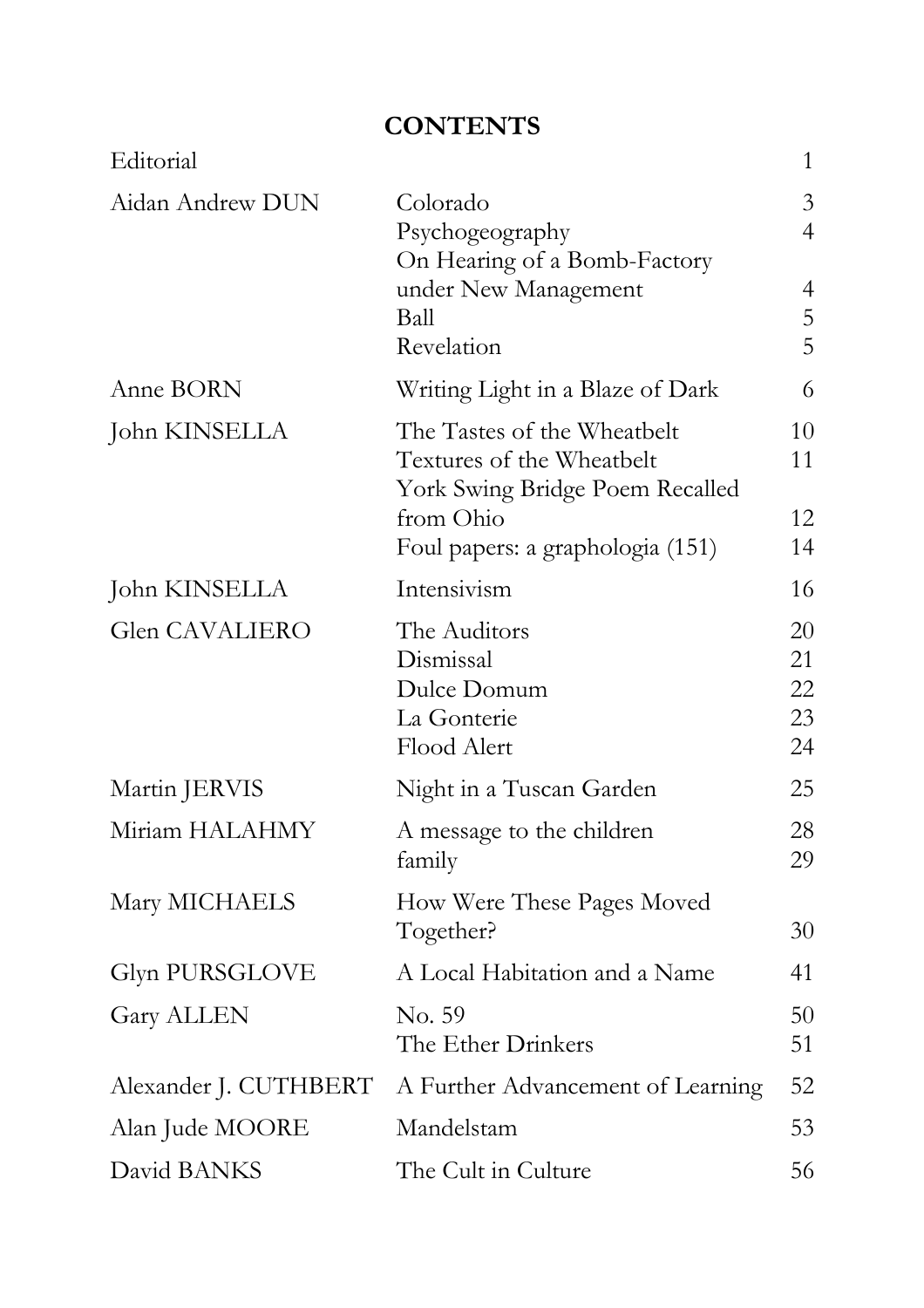# CONTENTS

| | | |
|---|---|---|
| Editorial | | 1 |
| Aidan Andrew DUN | Colorado | 3 |
| | Psychogeography | 4 |
| | On Hearing of a Bomb-Factory under New Management | 4 |
| | Ball | 5 |
| | Revelation | 5 |
| Anne BORN | Writing Light in a Blaze of Dark | 6 |
| John KINSELLA | The Tastes of the Wheatbelt | 10 |
| | Textures of the Wheatbelt | 11 |
| | York Swing Bridge Poem Recalled from Ohio | 12 |
| | Foul papers: a graphologia (151) | 14 |
| John KINSELLA | Intensivism | 16 |
| Glen CAVALIERO | The Auditors | 20 |
| | Dismissal | 21 |
| | Dulce Domum | 22 |
| | La Gonterie | 23 |
| | Flood Alert | 24 |
| Martin JERVIS | Night in a Tuscan Garden | 25 |
| Miriam HALAHMY | A message to the children | 28 |
| | family | 29 |
| Mary MICHAELS | How Were These Pages Moved Together? | 30 |
| Glyn PURSGLOVE | A Local Habitation and a Name | 41 |
| Gary ALLEN | No. 59 | 50 |
| | The Ether Drinkers | 51 |
| Alexander J. CUTHBERT | A Further Advancement of Learning | 52 |
| Alan Jude MOORE | Mandelstam | 53 |
| David BANKS | The Cult in Culture | 56 |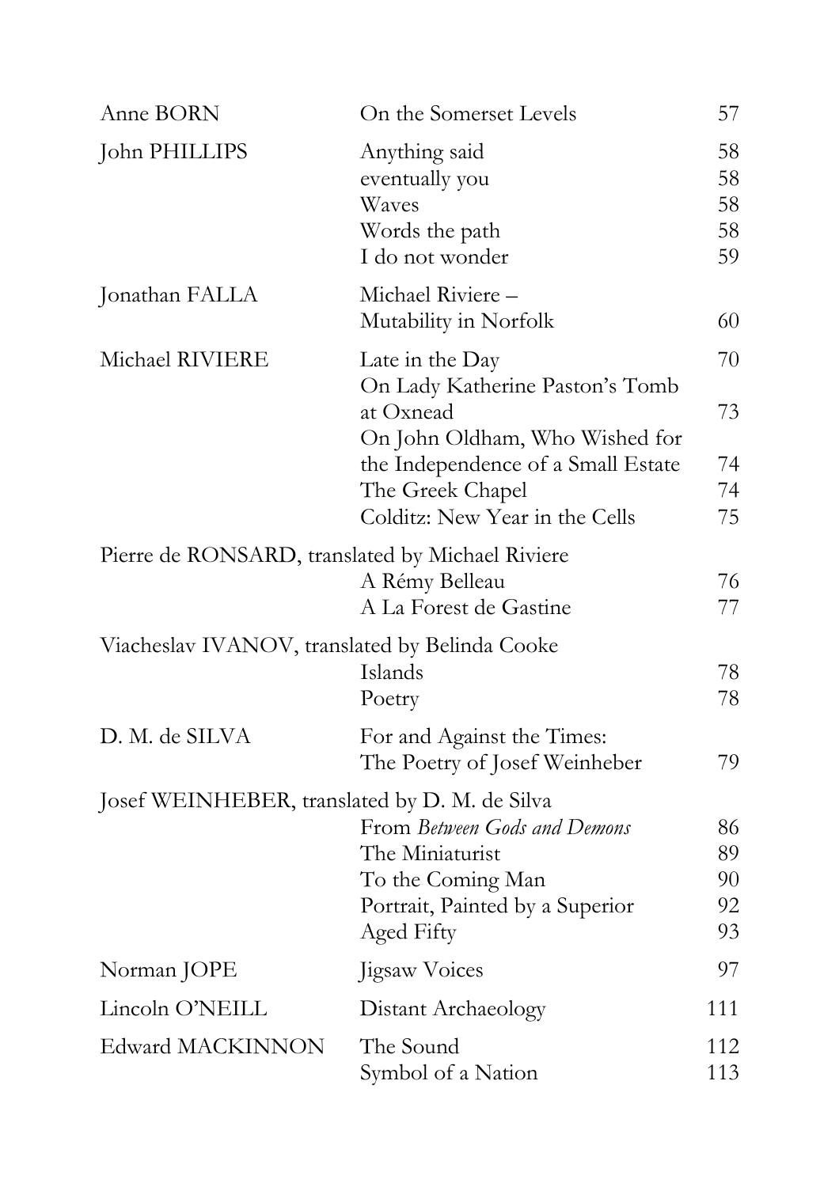| | | |
|---|---|---|
| Anne BORN | On the Somerset Levels | 57 |
| John PHILLIPS | Anything said | 58 |
| | eventually you | 58 |
| | Waves | 58 |
| | Words the path | 58 |
| | I do not wonder | 59 |
| Jonathan FALLA | Michael Riviere – Mutability in Norfolk | 60 |
| Michael RIVIERE | Late in the Day | 70 |
| | On Lady Katherine Paston's Tomb at Oxnead | 73 |
| | On John Oldham, Who Wished for the Independence of a Small Estate | 74 |
| | The Greek Chapel | 74 |
| | Colditz: New Year in the Cells | 75 |
| Pierre de RONSARD, translated by Michael Riviere | | |
| | A Rémy Belleau | 76 |
| | A La Forest de Gastine | 77 |
| Viacheslav IVANOV, translated by Belinda Cooke | | |
| | Islands | 78 |
| | Poetry | 78 |
| D. M. de SILVA | For and Against the Times: The Poetry of Josef Weinheber | 79 |
| Josef WEINHEBER, translated by D. M. de Silva | | |
| | From *Between Gods and Demons* | 86 |
| | The Miniaturist | 89 |
| | To the Coming Man | 90 |
| | Portrait, Painted by a Superior | 92 |
| | Aged Fifty | 93 |
| Norman JOPE | Jigsaw Voices | 97 |
| Lincoln O'NEILL | Distant Archaeology | 111 |
| Edward MACKINNON | The Sound | 112 |
| | Symbol of a Nation | 113 |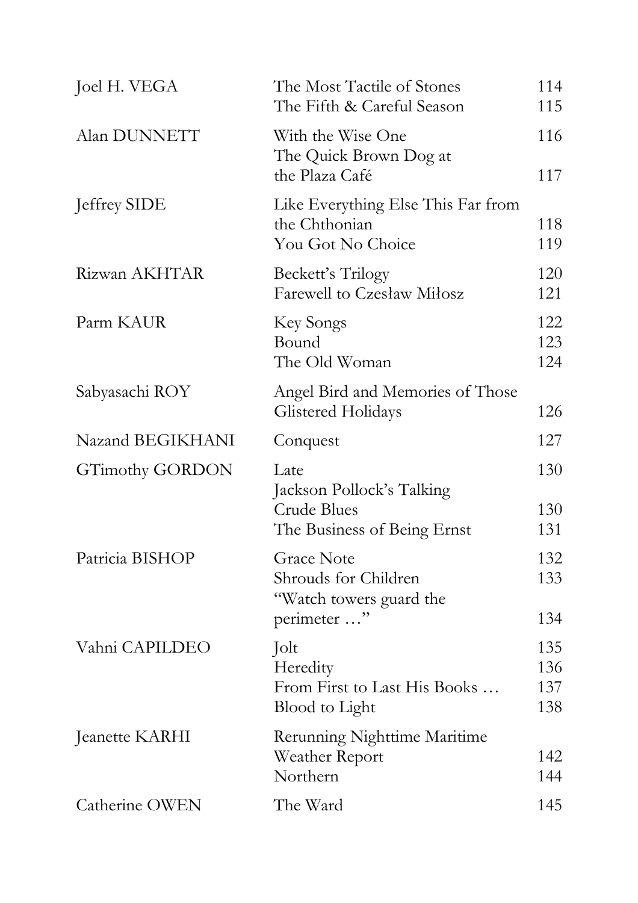| | | |
|---|---|---|
| Joel H. VEGA | The Most Tactile of Stones | 114 |
| | The Fifth & Careful Season | 115 |
| Alan DUNNETT | With the Wise One | 116 |
| | The Quick Brown Dog at the Plaza Café | 117 |
| Jeffrey SIDE | Like Everything Else This Far from the Chthonian | 118 |
| | You Got No Choice | 119 |
| Rizwan AKHTAR | Beckett's Trilogy | 120 |
| | Farewell to Czesław Miłosz | 121 |
| Parm KAUR | Key Songs | 122 |
| | Bound | 123 |
| | The Old Woman | 124 |
| Sabyasachi ROY | Angel Bird and Memories of Those Glistered Holidays | 126 |
| Nazand BEGIKHANI | Conquest | 127 |
| GTimothy GORDON | Late | 130 |
| | Jackson Pollock's Talking Crude Blues | 130 |
| | The Business of Being Ernst | 131 |
| Patricia BISHOP | Grace Note | 132 |
| | Shrouds for Children | 133 |
| | "Watch towers guard the perimeter …" | 134 |
| Vahni CAPILDEO | Jolt | 135 |
| | Heredity | 136 |
| | From First to Last His Books … | 137 |
| | Blood to Light | 138 |
| Jeanette KARHI | Rerunning Nighttime Maritime Weather Report | 142 |
| | Northern | 144 |
| Catherine OWEN | The Ward | 145 |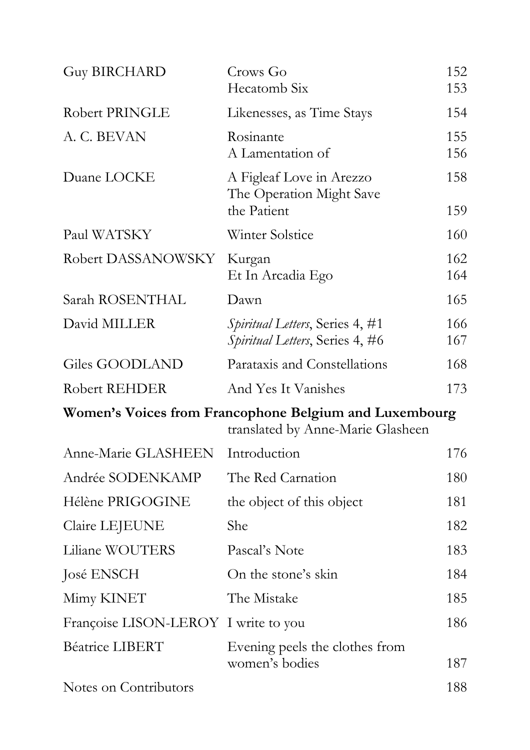| | | |
|---|---|---|
| Guy BIRCHARD | Crows Go | 152 |
| | Hecatomb Six | 153 |
| Robert PRINGLE | Likenesses, as Time Stays | 154 |
| A. C. BEVAN | Rosinante | 155 |
| | A Lamentation of | 156 |
| Duane LOCKE | A Figleaf Love in Arezzo | 158 |
| | The Operation Might Save the Patient | 159 |
| Paul WATSKY | Winter Solstice | 160 |
| Robert DASSANOWSKY | Kurgan | 162 |
| | Et In Arcadia Ego | 164 |
| Sarah ROSENTHAL | Dawn | 165 |
| David MILLER | *Spiritual Letters*, Series 4, #1 | 166 |
| | *Spiritual Letters*, Series 4, #6 | 167 |
| Giles GOODLAND | Parataxis and Constellations | 168 |
| Robert REHDER | And Yes It Vanishes | 173 |

**Women's Voices from Francophone Belgium and Luxembourg**
translated by Anne-Marie Glasheen

| | | |
|---|---|---|
| Anne-Marie GLASHEEN | Introduction | 176 |
| Andrée SODENKAMP | The Red Carnation | 180 |
| Hélène PRIGOGINE | the object of this object | 181 |
| Claire LEJEUNE | She | 182 |
| Liliane WOUTERS | Pascal's Note | 183 |
| José ENSCH | On the stone's skin | 184 |
| Mimy KINET | The Mistake | 185 |
| Françoise LISON-LEROY | I write to you | 186 |
| Béatrice LIBERT | Evening peels the clothes from women's bodies | 187 |

Notes on Contributors 188